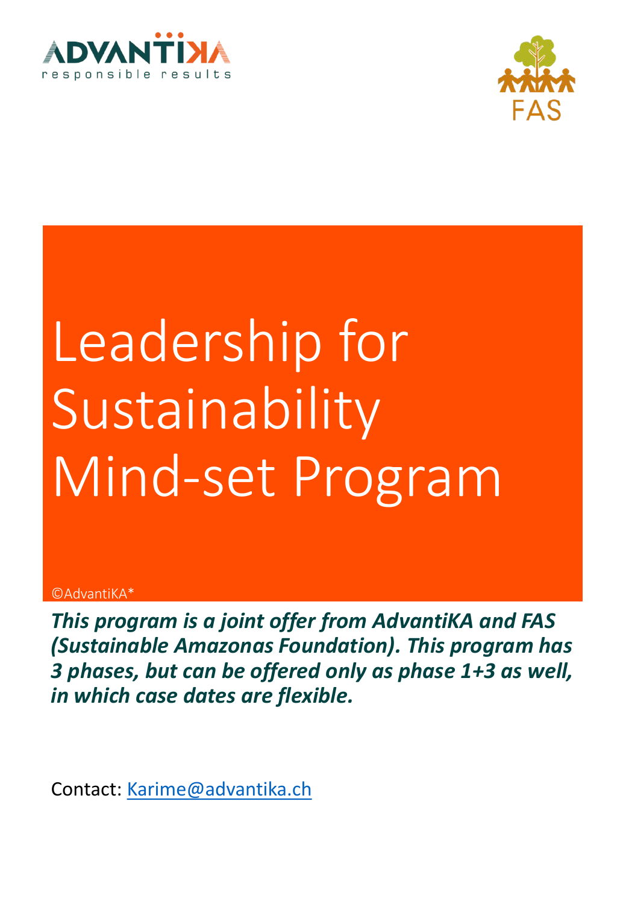# Leadership for Sustainability Mind-set Program

©AdvantiKA*

***This program is a joint offer from AdvantiKA and FAS (Sustainable Amazonas Foundation). This program has 3 phases, but can be offered only as phase 1+3 as well, in which case dates are flexible.***

Contact: Karime@advantika.ch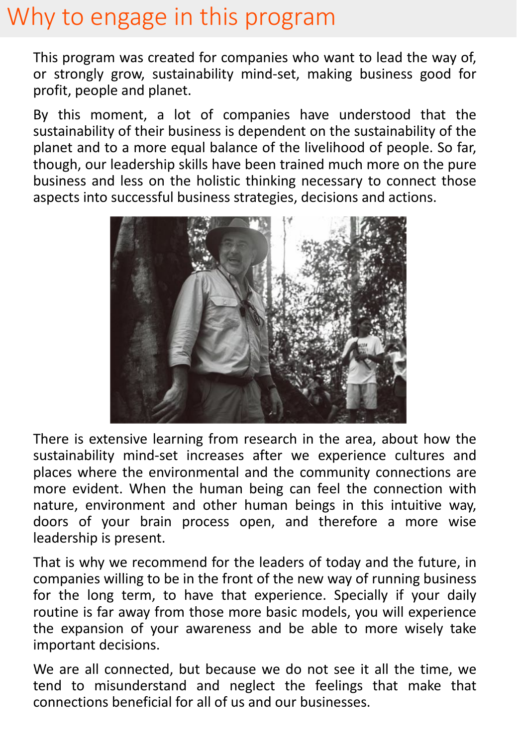# Why to engage in this program

This program was created for companies who want to lead the way of, or strongly grow, sustainability mind-set, making business good for profit, people and planet.

By this moment, a lot of companies have understood that the sustainability of their business is dependent on the sustainability of the planet and to a more equal balance of the livelihood of people. So far, though, our leadership skills have been trained much more on the pure business and less on the holistic thinking necessary to connect those aspects into successful business strategies, decisions and actions.

There is extensive learning from research in the area, about how the sustainability mind-set increases after we experience cultures and places where the environmental and the community connections are more evident. When the human being can feel the connection with nature, environment and other human beings in this intuitive way, doors of your brain process open, and therefore a more wise leadership is present.

That is why we recommend for the leaders of today and the future, in companies willing to be in the front of the new way of running business for the long term, to have that experience. Specially if your daily routine is far away from those more basic models, you will experience the expansion of your awareness and be able to more wisely take important decisions.

We are all connected, but because we do not see it all the time, we tend to misunderstand and neglect the feelings that make that connections beneficial for all of us and our businesses.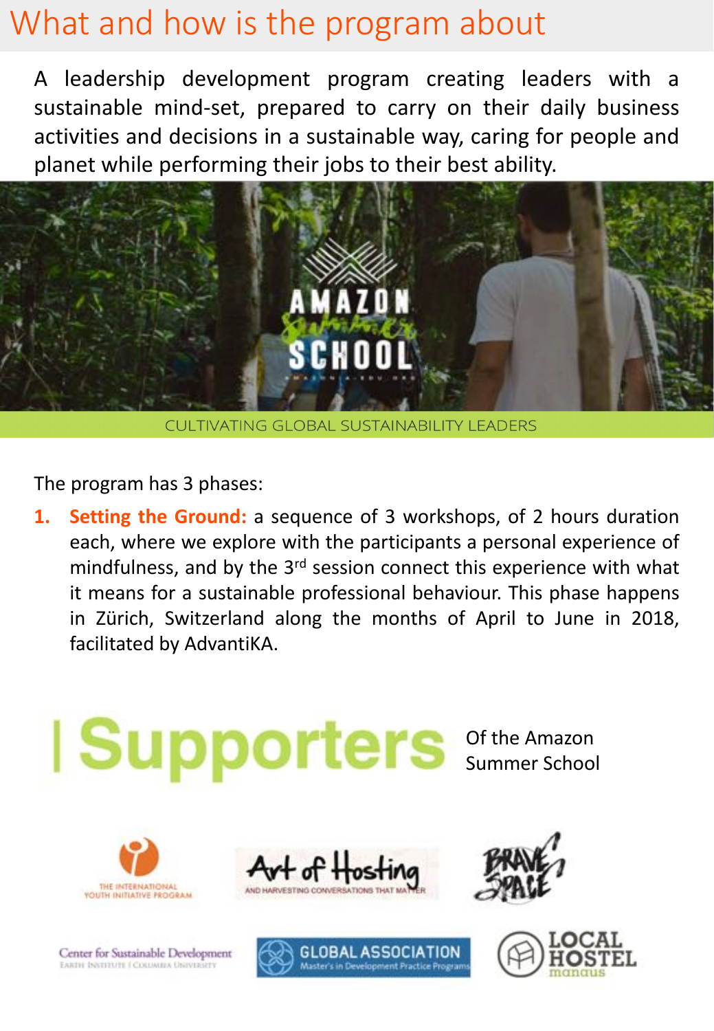# What and how is the program about

A leadership development program creating leaders with a sustainable mind-set, prepared to carry on their daily business activities and decisions in a sustainable way, caring for people and planet while performing their jobs to their best ability.

AMAZON Summer SCHOOL

CULTIVATING GLOBAL SUSTAINABILITY LEADERS

The program has 3 phases:

1. **Setting the Ground:** a sequence of 3 workshops, of 2 hours duration each, where we explore with the participants a personal experience of mindfulness, and by the 3rd session connect this experience with what it means for a sustainable professional behaviour. This phase happens in Zürich, Switzerland along the months of April to June in 2018, facilitated by AdvantiKA.

## | Supporters

Of the Amazon Summer School

THE INTERNATIONAL YOUTH INITIATIVE PROGRAM

Art of Hosting AND HARVESTING CONVERSATIONS THAT MATTER

BRAVE SPACE

Center for Sustainable Development EARTH INSTITUTE | COLUMBIA UNIVERSITY

GLOBAL ASSOCIATION Master's in Development Practice Programs

LOCAL HOSTEL manaus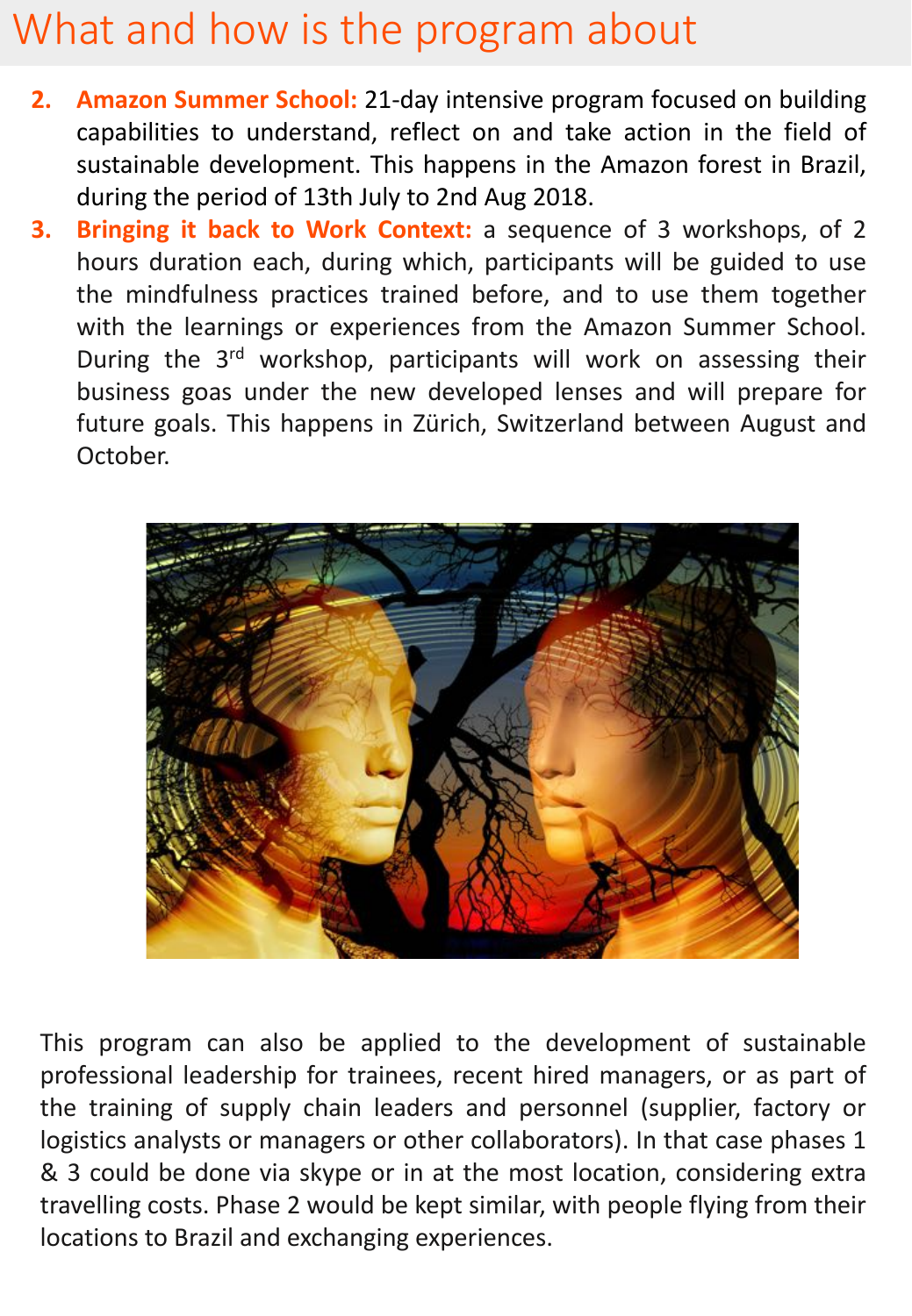# What and how is the program about

2. **Amazon Summer School:** 21-day intensive program focused on building capabilities to understand, reflect on and take action in the field of sustainable development. This happens in the Amazon forest in Brazil, during the period of 13th July to 2nd Aug 2018.
3. **Bringing it back to Work Context:** a sequence of 3 workshops, of 2 hours duration each, during which, participants will be guided to use the mindfulness practices trained before, and to use them together with the learnings or experiences from the Amazon Summer School. During the 3rd workshop, participants will work on assessing their business goas under the new developed lenses and will prepare for future goals. This happens in Zürich, Switzerland between August and October.

This program can also be applied to the development of sustainable professional leadership for trainees, recent hired managers, or as part of the training of supply chain leaders and personnel (supplier, factory or logistics analysts or managers or other collaborators). In that case phases 1 & 3 could be done via skype or in at the most location, considering extra travelling costs. Phase 2 would be kept similar, with people flying from their locations to Brazil and exchanging experiences.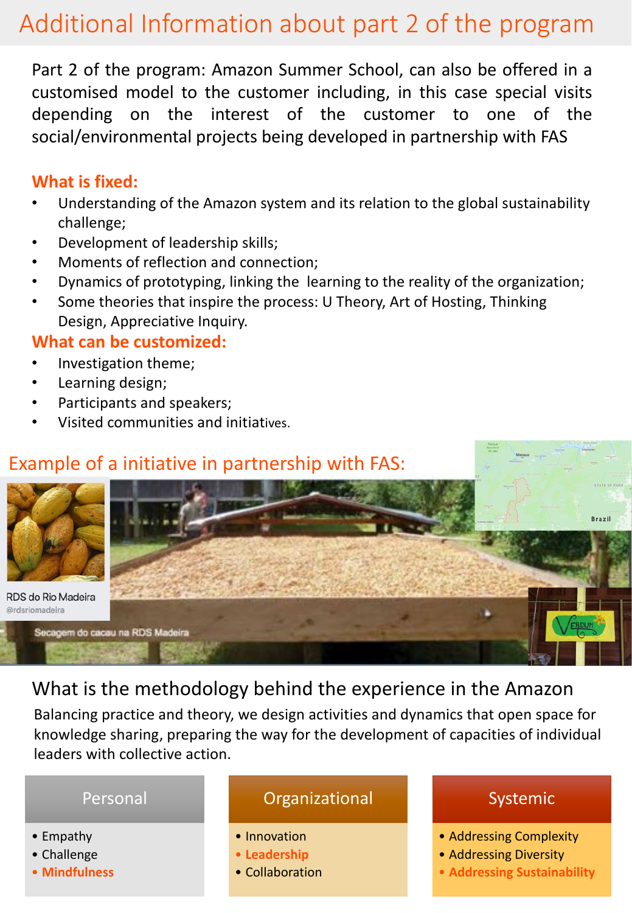# Additional Information about part 2 of the program

Part 2 of the program: Amazon Summer School, can also be offered in a customised model to the customer including, in this case special visits depending on the interest of the customer to one of the social/environmental projects being developed in partnership with FAS

**What is fixed:**

- Understanding of the Amazon system and its relation to the global sustainability challenge;
- Development of leadership skills;
- Moments of reflection and connection;
- Dynamics of prototyping, linking the learning to the reality of the organization;
- Some theories that inspire the process: U Theory, Art of Hosting, Thinking Design, Appreciative Inquiry.

**What can be customized:**

- Investigation theme;
- Learning design;
- Participants and speakers;
- Visited communities and initiatives.

## Example of a initiative in partnership with FAS:

RDS do Rio Madeira
@rdsriomadeira

Secagem do cacau na RDS Madeira

## What is the methodology behind the experience in the Amazon

Balancing practice and theory, we design activities and dynamics that open space for knowledge sharing, preparing the way for the development of capacities of individual leaders with collective action.

| Personal | Organizational | Systemic |
|---|---|---|
| Empathy | Innovation | Addressing Complexity |
| Challenge | **Leadership** | Addressing Diversity |
| **Mindfulness** | Collaboration | **Addressing Sustainability** |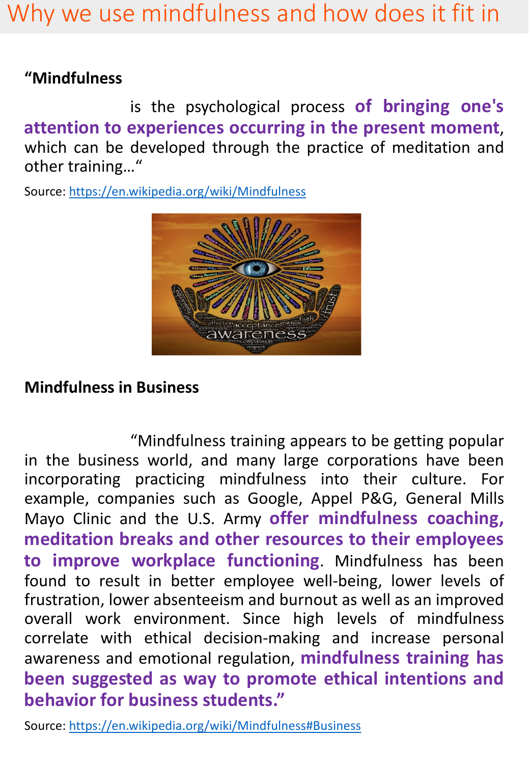# Why we use mindfulness and how does it fit in

**"Mindfulness**

is the psychological process **of bringing one's attention to experiences occurring in the present moment**, which can be developed through the practice of meditation and other training…"

Source: https://en.wikipedia.org/wiki/Mindfulness

**Mindfulness in Business**

"Mindfulness training appears to be getting popular in the business world, and many large corporations have been incorporating practicing mindfulness into their culture. For example, companies such as Google, Appel P&G, General Mills Mayo Clinic and the U.S. Army **offer mindfulness coaching, meditation breaks and other resources to their employees to improve workplace functioning**. Mindfulness has been found to result in better employee well-being, lower levels of frustration, lower absenteeism and burnout as well as an improved overall work environment. Since high levels of mindfulness correlate with ethical decision-making and increase personal awareness and emotional regulation, **mindfulness training has been suggested as way to promote ethical intentions and behavior for business students."**

Source: https://en.wikipedia.org/wiki/Mindfulness#Business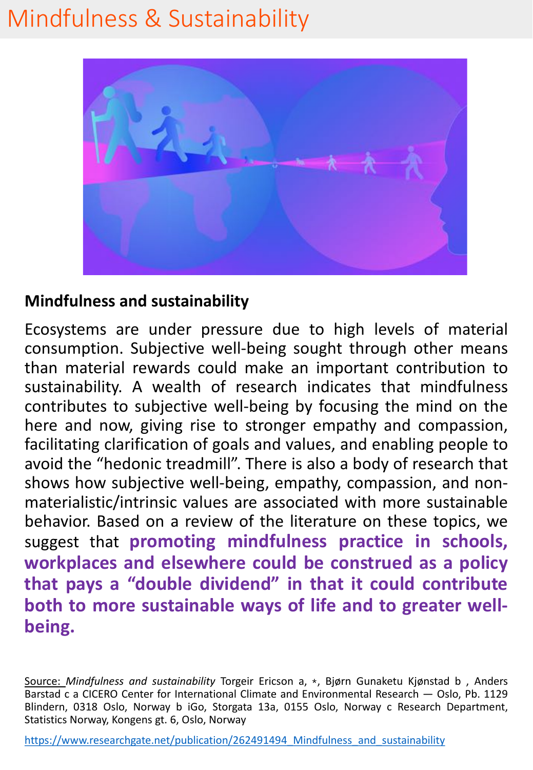# Mindfulness & Sustainability

## Mindfulness and sustainability

Ecosystems are under pressure due to high levels of material consumption. Subjective well-being sought through other means than material rewards could make an important contribution to sustainability. A wealth of research indicates that mindfulness contributes to subjective well-being by focusing the mind on the here and now, giving rise to stronger empathy and compassion, facilitating clarification of goals and values, and enabling people to avoid the "hedonic treadmill". There is also a body of research that shows how subjective well-being, empathy, compassion, and non-materialistic/intrinsic values are associated with more sustainable behavior. Based on a review of the literature on these topics, we suggest that **promoting mindfulness practice in schools, workplaces and elsewhere could be construed as a policy that pays a "double dividend" in that it could contribute both to more sustainable ways of life and to greater well-being.**

Source: *Mindfulness and sustainability* Torgeir Ericson a, *, Bjørn Gunaketu Kjønstad b , Anders Barstad c a CICERO Center for International Climate and Environmental Research — Oslo, Pb. 1129 Blindern, 0318 Oslo, Norway b iGo, Storgata 13a, 0155 Oslo, Norway c Research Department, Statistics Norway, Kongens gt. 6, Oslo, Norway

https://www.researchgate.net/publication/262491494_Mindfulness_and_sustainability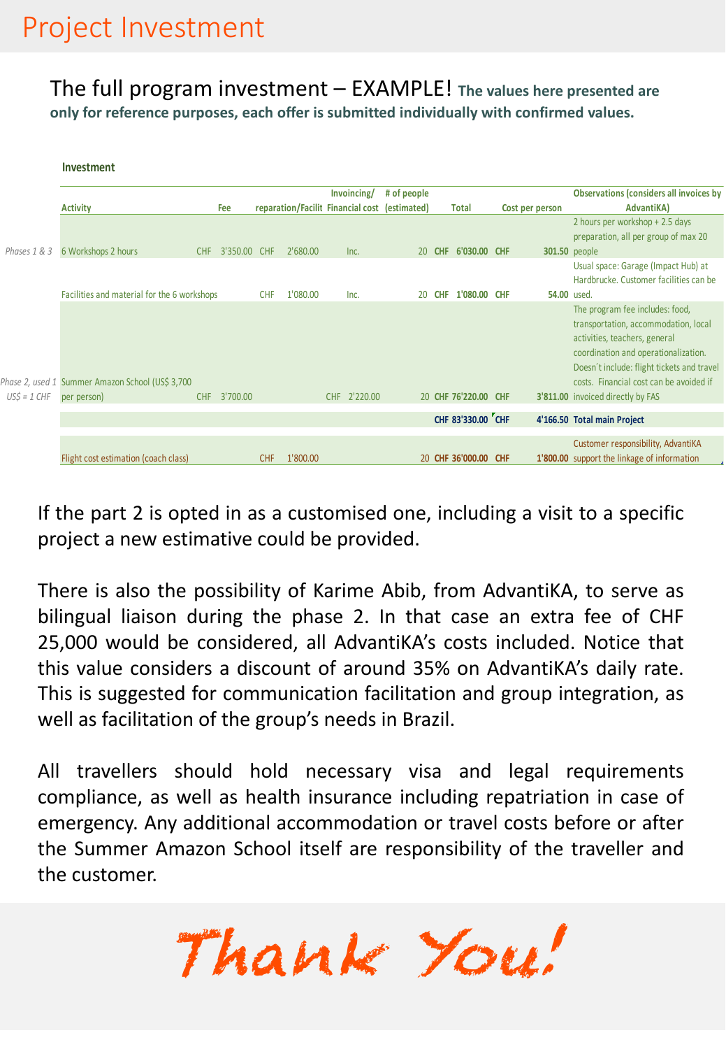# Project Investment

## The full program investment – EXAMPLE! **The values here presented are only for reference purposes, each offer is submitted individually with confirmed values.**

**Investment**

| | Activity | Fee | reparation/Facilit | Invoicing/ Financial cost | # of people (estimated) | Total | Cost per person | Observations (considers all invoices by AdvantiKA) |
|---|---|---|---|---|---|---|---|---|
| *Phases 1 & 3* | 6 Workshops 2 hours | CHF 3'350.00 | CHF 2'680.00 | Inc. | 20 | CHF 6'030.00 | CHF 301.50 | 2 hours per workshop + 2.5 days preparation, all per group of max 20 people |
| | Facilities and material for the 6 workshops | | CHF 1'080.00 | Inc. | 20 | CHF 1'080.00 | CHF 54.00 | Usual space: Garage (Impact Hub) at Hardbrucke. Customer facilities can be used. |
| *Phase 2, used 1 US$ = 1 CHF* | Summer Amazon School (US$ 3,700 per person) | CHF 3'700.00 | | CHF 2'220.00 | 20 | CHF 76'220.00 | CHF 3'811.00 | The program fee includes: food, transportation, accommodation, local activities, teachers, general coordination and operationalization. Doesn´t include: flight tickets and travel costs. Financial cost can be avoided if invoiced directly by FAS |
| | | | | | | **CHF 83'330.00** | **CHF 4'166.50** | **Total main Project** |
| | Flight cost estimation (coach class) | | CHF 1'800.00 | | 20 | CHF 36'000.00 | CHF 1'800.00 | Customer responsibility, AdvantiKA support the linkage of information |

If the part 2 is opted in as a customised one, including a visit to a specific project a new estimative could be provided.

There is also the possibility of Karime Abib, from AdvantiKA, to serve as bilingual liaison during the phase 2. In that case an extra fee of CHF 25,000 would be considered, all AdvantiKA's costs included. Notice that this value considers a discount of around 35% on AdvantiKA's daily rate. This is suggested for communication facilitation and group integration, as well as facilitation of the group's needs in Brazil.

All travellers should hold necessary visa and legal requirements compliance, as well as health insurance including repatriation in case of emergency. Any additional accommodation or travel costs before or after the Summer Amazon School itself are responsibility of the traveller and the customer.

Thank You!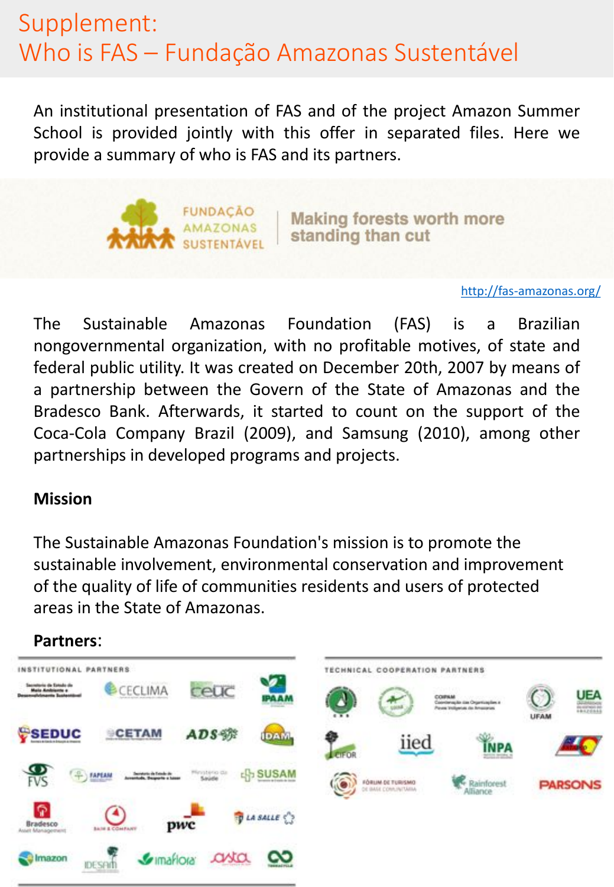# Supplement:
# Who is FAS – Fundação Amazonas Sustentável

An institutional presentation of FAS and of the project Amazon Summer School is provided jointly with this offer in separated files. Here we provide a summary of who is FAS and its partners.

FUNDAÇÃO AMAZONAS SUSTENTÁVEL | Making forests worth more standing than cut

http://fas-amazonas.org/

The Sustainable Amazonas Foundation (FAS) is a Brazilian nongovernmental organization, with no profitable motives, of state and federal public utility. It was created on December 20th, 2007 by means of a partnership between the Govern of the State of Amazonas and the Bradesco Bank. Afterwards, it started to count on the support of the Coca-Cola Company Brazil (2009), and Samsung (2010), among other partnerships in developed programs and projects.

**Mission**

The Sustainable Amazonas Foundation's mission is to promote the sustainable involvement, environmental conservation and improvement of the quality of life of communities residents and users of protected areas in the State of Amazonas.

**Partners**:

INSTITUTIONAL PARTNERS

Secretaria de Estado do Meio Ambiente e Desenvolvimento Sustentável, CECLIMA, CEUC, IPAAM, SEDUC, CETAM, ADS, IDAM, FVS, FAPEAM, Secretaria de Estado de Juventude, Desporto e Lazer, Ministério da Saúde, SUSAM, Bradesco Asset Management, Bain & Company, pwc, La Salle, Imazon, IDESAM, imaflora, ANA, Terracycle

TECHNICAL COOPERATION PARTNERS

COIAB, COIAM, COPIAM – Coordenação das Organizações e Povos Indígenas do Amazonas, UFAM, UEA, CIFOR, iied, INPA, Fórum de Turismo de Base Comunitária, Rainforest Alliance, PARSONS